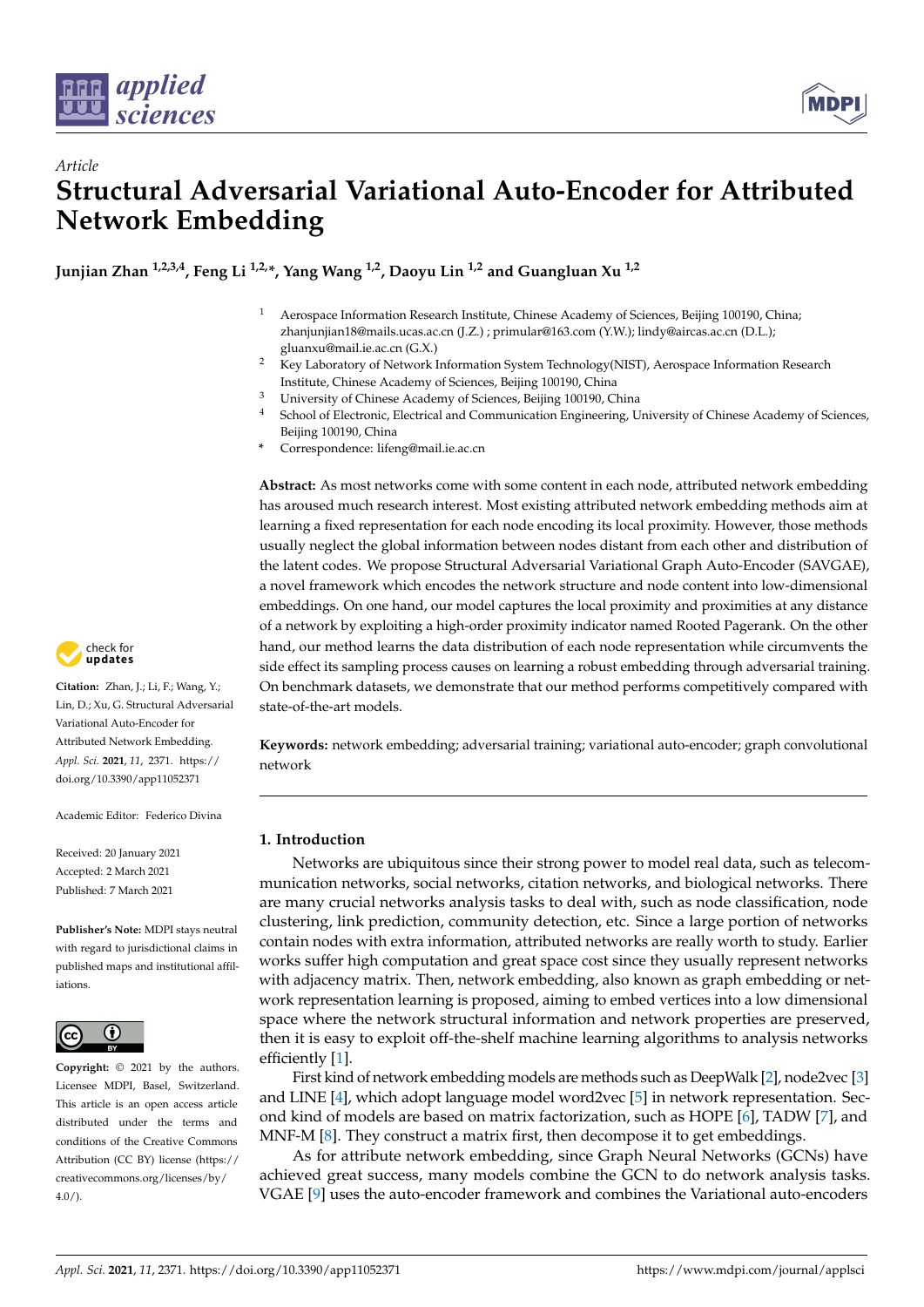*Article*

# Structural Adversarial Variational Auto-Encoder for Attributed Network Embedding

**Junjian Zhan [1,2,3,4], Feng Li [1,2,*], Yang Wang [1,2], Daoyu Lin [1,2] and Guangluan Xu [1,2]**

1. Aerospace Information Research Institute, Chinese Academy of Sciences, Beijing 100190, China; zhanjunjian18@mails.ucas.ac.cn (J.Z.) ; primular@163.com (Y.W.); lindy@aircas.ac.cn (D.L.); gluanxu@mail.ie.ac.cn (G.X.)
2. Key Laboratory of Network Information System Technology(NIST), Aerospace Information Research Institute, Chinese Academy of Sciences, Beijing 100190, China
3. University of Chinese Academy of Sciences, Beijing 100190, China
4. School of Electronic, Electrical and Communication Engineering, University of Chinese Academy of Sciences, Beijing 100190, China

\* Correspondence: lifeng@mail.ie.ac.cn

**Abstract:** As most networks come with some content in each node, attributed network embedding has aroused much research interest. Most existing attributed network embedding methods aim at learning a fixed representation for each node encoding its local proximity. However, those methods usually neglect the global information between nodes distant from each other and distribution of the latent codes. We propose Structural Adversarial Variational Graph Auto-Encoder (SAVGAE), a novel framework which encodes the network structure and node content into low-dimensional embeddings. On one hand, our model captures the local proximity and proximities at any distance of a network by exploiting a high-order proximity indicator named Rooted Pagerank. On the other hand, our method learns the data distribution of each node representation while circumvents the side effect its sampling process causes on learning a robust embedding through adversarial training. On benchmark datasets, we demonstrate that our method performs competitively compared with state-of-the-art models.

**Keywords:** network embedding; adversarial training; variational auto-encoder; graph convolutional network

**Citation:** Zhan, J.; Li, F.; Wang, Y.; Lin, D.; Xu, G. Structural Adversarial Variational Auto-Encoder for Attributed Network Embedding. *Appl. Sci.* **2021**, *11*, 2371. https://doi.org/10.3390/app11052371

Academic Editor: Federico Divina

Received: 20 January 2021
Accepted: 2 March 2021
Published: 7 March 2021

**Publisher's Note:** MDPI stays neutral with regard to jurisdictional claims in published maps and institutional affiliations.

**Copyright:** © 2021 by the authors. Licensee MDPI, Basel, Switzerland. This article is an open access article distributed under the terms and conditions of the Creative Commons Attribution (CC BY) license (https://creativecommons.org/licenses/by/4.0/).

## 1. Introduction

Networks are ubiquitous since their strong power to model real data, such as telecommunication networks, social networks, citation networks, and biological networks. There are many crucial networks analysis tasks to deal with, such as node classification, node clustering, link prediction, community detection, etc. Since a large portion of networks contain nodes with extra information, attributed networks are really worth to study. Earlier works suffer high computation and great space cost since they usually represent networks with adjacency matrix. Then, network embedding, also known as graph embedding or network representation learning is proposed, aiming to embed vertices into a low dimensional space where the network structural information and network properties are preserved, then it is easy to exploit off-the-shelf machine learning algorithms to analysis networks efficiently [1].

First kind of network embedding models are methods such as DeepWalk [2], node2vec [3] and LINE [4], which adopt language model word2vec [5] in network representation. Second kind of models are based on matrix factorization, such as HOPE [6], TADW [7], and MNF-M [8]. They construct a matrix first, then decompose it to get embeddings.

As for attribute network embedding, since Graph Neural Networks (GCNs) have achieved great success, many models combine the GCN to do network analysis tasks. VGAE [9] uses the auto-encoder framework and combines the Variational auto-encoders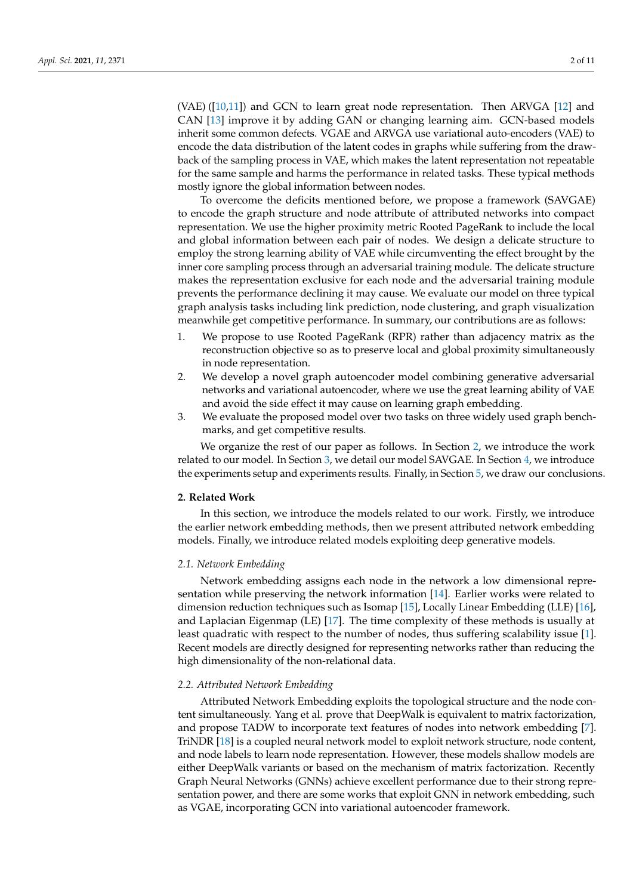(VAE) ([10,11]) and GCN to learn great node representation. Then ARVGA [12] and CAN [13] improve it by adding GAN or changing learning aim. GCN-based models inherit some common defects. VGAE and ARVGA use variational auto-encoders (VAE) to encode the data distribution of the latent codes in graphs while suffering from the drawback of the sampling process in VAE, which makes the latent representation not repeatable for the same sample and harms the performance in related tasks. These typical methods mostly ignore the global information between nodes.

To overcome the deficits mentioned before, we propose a framework (SAVGAE) to encode the graph structure and node attribute of attributed networks into compact representation. We use the higher proximity metric Rooted PageRank to include the local and global information between each pair of nodes. We design a delicate structure to employ the strong learning ability of VAE while circumventing the effect brought by the inner core sampling process through an adversarial training module. The delicate structure makes the representation exclusive for each node and the adversarial training module prevents the performance declining it may cause. We evaluate our model on three typical graph analysis tasks including link prediction, node clustering, and graph visualization meanwhile get competitive performance. In summary, our contributions are as follows:

1. We propose to use Rooted PageRank (RPR) rather than adjacency matrix as the reconstruction objective so as to preserve local and global proximity simultaneously in node representation.
2. We develop a novel graph autoencoder model combining generative adversarial networks and variational autoencoder, where we use the great learning ability of VAE and avoid the side effect it may cause on learning graph embedding.
3. We evaluate the proposed model over two tasks on three widely used graph benchmarks, and get competitive results.

We organize the rest of our paper as follows. In Section 2, we introduce the work related to our model. In Section 3, we detail our model SAVGAE. In Section 4, we introduce the experiments setup and experiments results. Finally, in Section 5, we draw our conclusions.

## 2. Related Work

In this section, we introduce the models related to our work. Firstly, we introduce the earlier network embedding methods, then we present attributed network embedding models. Finally, we introduce related models exploiting deep generative models.

### 2.1. Network Embedding

Network embedding assigns each node in the network a low dimensional representation while preserving the network information [14]. Earlier works were related to dimension reduction techniques such as Isomap [15], Locally Linear Embedding (LLE) [16], and Laplacian Eigenmap (LE) [17]. The time complexity of these methods is usually at least quadratic with respect to the number of nodes, thus suffering scalability issue [1]. Recent models are directly designed for representing networks rather than reducing the high dimensionality of the non-relational data.

### 2.2. Attributed Network Embedding

Attributed Network Embedding exploits the topological structure and the node content simultaneously. Yang et al. prove that DeepWalk is equivalent to matrix factorization, and propose TADW to incorporate text features of nodes into network embedding [7]. TriNDR [18] is a coupled neural network model to exploit network structure, node content, and node labels to learn node representation. However, these models shallow models are either DeepWalk variants or based on the mechanism of matrix factorization. Recently Graph Neural Networks (GNNs) achieve excellent performance due to their strong representation power, and there are some works that exploit GNN in network embedding, such as VGAE, incorporating GCN into variational autoencoder framework.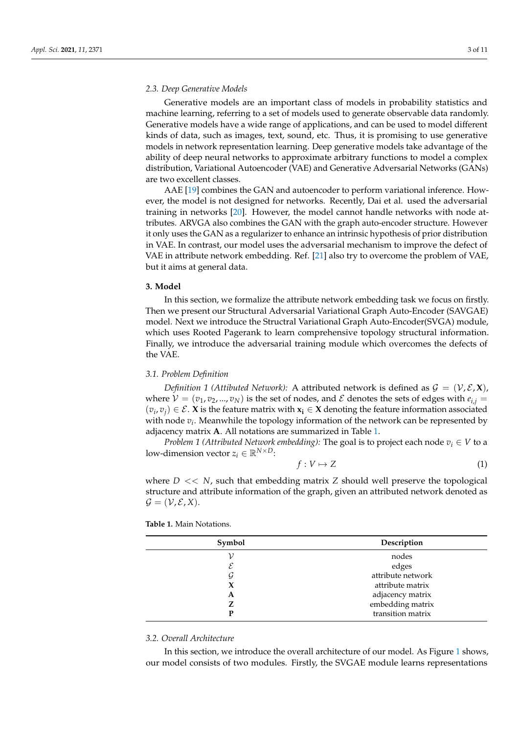### 2.3. Deep Generative Models

Generative models are an important class of models in probability statistics and machine learning, referring to a set of models used to generate observable data randomly. Generative models have a wide range of applications, and can be used to model different kinds of data, such as images, text, sound, etc. Thus, it is promising to use generative models in network representation learning. Deep generative models take advantage of the ability of deep neural networks to approximate arbitrary functions to model a complex distribution, Variational Autoencoder (VAE) and Generative Adversarial Networks (GANs) are two excellent classes.

AAE [19] combines the GAN and autoencoder to perform variational inference. However, the model is not designed for networks. Recently, Dai et al. used the adversarial training in networks [20]. However, the model cannot handle networks with node attributes. ARVGA also combines the GAN with the graph auto-encoder structure. However it only uses the GAN as a regularizer to enhance an intrinsic hypothesis of prior distribution in VAE. In contrast, our model uses the adversarial mechanism to improve the defect of VAE in attribute network embedding. Ref. [21] also try to overcome the problem of VAE, but it aims at general data.

## 3. Model

In this section, we formalize the attribute network embedding task we focus on firstly. Then we present our Structural Adversarial Variational Graph Auto-Encoder (SAVGAE) model. Next we introduce the Structral Variational Graph Auto-Encoder(SVGA) module, which uses Rooted Pagerank to learn comprehensive topology structural information. Finally, we introduce the adversarial training module which overcomes the defects of the VAE.

### 3.1. Problem Definition

*Definition 1 (Attibuted Network):* A attributed network is defined as $\mathcal{G} = (\mathcal{V}, \mathcal{E}, \mathbf{X})$, where $\mathcal{V} = (v_1, v_2, ..., v_N)$ is the set of nodes, and $\mathcal{E}$ denotes the sets of edges with $e_{i,j} = (v_i, v_j) \in \mathcal{E}$. $\mathbf{X}$ is the feature matrix with $\mathbf{x_i} \in \mathbf{X}$ denoting the feature information associated with node $v_i$. Meanwhile the topology information of the network can be represented by adjacency matrix $\mathbf{A}$. All notations are summarized in Table 1.

*Problem 1 (Attributed Network embedding):* The goal is to project each node $v_i \in V$ to a low-dimension vector $z_i \in \mathbb{R}^{N \times D}$:

$$f : V \mapsto Z \tag{1}$$

where $D << N$, such that embedding matrix $Z$ should well preserve the topological structure and attribute information of the graph, given an attributed network denoted as $\mathcal{G} = (\mathcal{V}, \mathcal{E}, X)$.

**Table 1.** Main Notations.

| Symbol | Description |
|---|---|
| $\mathcal{V}$ | nodes |
| $\mathcal{E}$ | edges |
| $\mathcal{G}$ | attribute network |
| $\mathbf{X}$ | attribute matrix |
| $\mathbf{A}$ | adjacency matrix |
| $\mathbf{Z}$ | embedding matrix |
| $\mathbf{P}$ | transition matrix |

### 3.2. Overall Architecture

In this section, we introduce the overall architecture of our model. As Figure 1 shows, our model consists of two modules. Firstly, the SVGAE module learns representations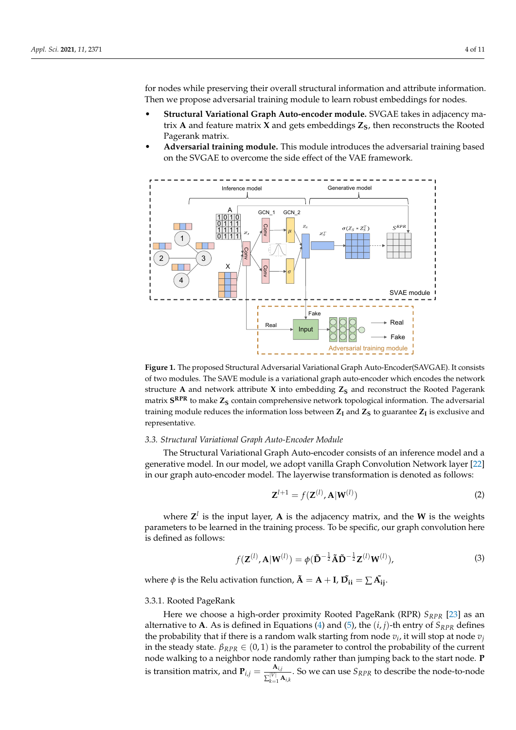for nodes while preserving their overall structural information and attribute information. Then we propose adversarial training module to learn robust embeddings for nodes.

- **Structural Variational Graph Auto-encoder module.** SVGAE takes in adjacency matrix $\mathbf{A}$ and feature matrix $\mathbf{X}$ and gets embeddings $\mathbf{Z_S}$, then reconstructs the Rooted Pagerank matrix.
- **Adversarial training module.** This module introduces the adversarial training based on the SVGAE to overcome the side effect of the VAE framework.

**Figure 1.** The proposed Structural Adversarial Variational Graph Auto-Encoder(SAVGAE). It consists of two modules. The SAVE module is a variational graph auto-encoder which encodes the network structure $\mathbf{A}$ and network attribute $\mathbf{X}$ into embedding $\mathbf{Z_S}$ and reconstruct the Rooted Pagerank matrix $\mathbf{S^{RPR}}$ to make $\mathbf{Z_S}$ contain comprehensive network topological information. The adversarial training module reduces the information loss between $\mathbf{Z_I}$ and $\mathbf{Z_S}$ to guarantee $\mathbf{Z_I}$ is exclusive and representative.

### 3.3. Structural Variational Graph Auto-Encoder Module

The Structural Variational Graph Auto-encoder consists of an inference model and a generative model. In our model, we adopt vanilla Graph Convolution Network layer [22] in our graph auto-encoder model. The layerwise transformation is denoted as follows:

$$\mathbf{Z}^{l+1} = f(\mathbf{Z}^{(l)}, \mathbf{A}|\mathbf{W}^{(l)}) \tag{2}$$

where $\mathbf{Z}^l$ is the input layer, $\mathbf{A}$ is the adjacency matrix, and the $\mathbf{W}$ is the weights parameters to be learned in the training process. To be specific, our graph convolution here is defined as follows:

$$f(\mathbf{Z}^{(l)}, \mathbf{A}|\mathbf{W}^{(l)}) = \phi(\tilde{\mathbf{D}}^{-\frac{1}{2}}\tilde{\mathbf{A}}\tilde{\mathbf{D}}^{-\frac{1}{2}}\mathbf{Z}^{(l)}\mathbf{W}^{(l)}), \tag{3}$$

where $\phi$ is the Relu activation function, $\tilde{\mathbf{A}} = \mathbf{A} + \mathbf{I}$, $\tilde{\mathbf{D}}_{\mathbf{ii}} = \sum \tilde{\mathbf{A}}_{\mathbf{ij}}$.

#### 3.3.1. Rooted PageRank

Here we choose a high-order proximity Rooted PageRank (RPR) $S_{RPR}$ [23] as an alternative to $\mathbf{A}$. As is defined in Equations (4) and (5), the $(i,j)$-th entry of $S_{RPR}$ defines the probability that if there is a random walk starting from node $v_i$, it will stop at node $v_j$ in the steady state. $\beta_{RPR} \in (0,1)$ is the parameter to control the probability of the current node walking to a neighbor node randomly rather than jumping back to the start node. $\mathbf{P}$ is transition matrix, and $\mathbf{P}_{i,j} = \frac{\mathbf{A}_{i,j}}{\sum_{k=1}^{|V|} \mathbf{A}_{i,k}}$. So we can use $S_{RPR}$ to describe the node-to-node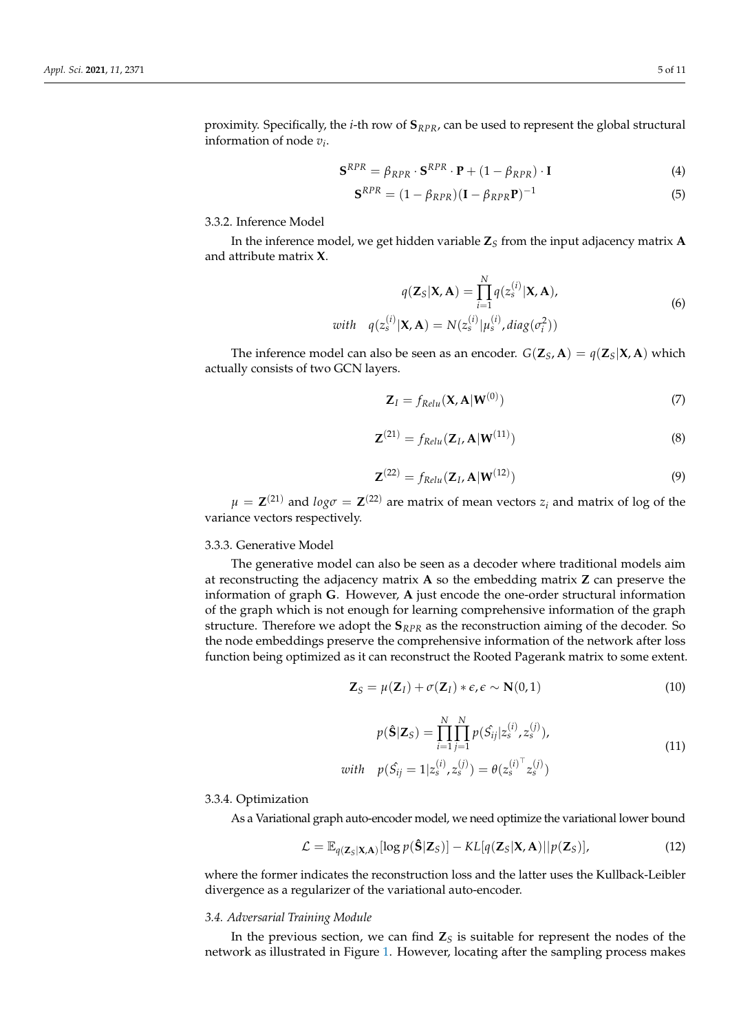proximity. Specifically, the $i$-th row of $\mathbf{S}_{RPR}$, can be used to represent the global structural information of node $v_i$.

$$\mathbf{S}^{RPR} = \beta_{RPR} \cdot \mathbf{S}^{RPR} \cdot \mathbf{P} + (1 - \beta_{RPR}) \cdot \mathbf{I} \tag{4}$$

$$\mathbf{S}^{RPR} = (1 - \beta_{RPR})(\mathbf{I} - \beta_{RPR}\mathbf{P})^{-1} \tag{5}$$

#### 3.3.2. Inference Model

In the inference model, we get hidden variable $\mathbf{Z}_S$ from the input adjacency matrix $\mathbf{A}$ and attribute matrix $\mathbf{X}$.

$$\begin{aligned} q(\mathbf{Z}_S|\mathbf{X}, \mathbf{A}) &= \prod_{i=1}^{N} q(z_s^{(i)}|\mathbf{X}, \mathbf{A}), \\ with \quad q(z_s^{(i)}|\mathbf{X}, \mathbf{A}) &= N(z_s^{(i)}|\mu_s^{(i)}, diag(\sigma_i^2)) \end{aligned} \tag{6}$$

The inference model can also be seen as an encoder. $G(\mathbf{Z}_S, \mathbf{A}) = q(\mathbf{Z}_S|\mathbf{X}, \mathbf{A})$ which actually consists of two GCN layers.

$$\mathbf{Z}_I = f_{Relu}(\mathbf{X}, \mathbf{A}|\mathbf{W}^{(0)}) \tag{7}$$

$$\mathbf{Z}^{(21)} = f_{Relu}(\mathbf{Z}_I, \mathbf{A}|\mathbf{W}^{(11)}) \tag{8}$$

$$\mathbf{Z}^{(22)} = f_{Relu}(\mathbf{Z}_I, \mathbf{A}|\mathbf{W}^{(12)}) \tag{9}$$

$\mu = \mathbf{Z}^{(21)}$ and $log\sigma = \mathbf{Z}^{(22)}$ are matrix of mean vectors $z_i$ and matrix of log of the variance vectors respectively.

#### 3.3.3. Generative Model

The generative model can also be seen as a decoder where traditional models aim at reconstructing the adjacency matrix $\mathbf{A}$ so the embedding matrix $\mathbf{Z}$ can preserve the information of graph $\mathbf{G}$. However, $\mathbf{A}$ just encode the one-order structural information of the graph which is not enough for learning comprehensive information of the graph structure. Therefore we adopt the $\mathbf{S}_{RPR}$ as the reconstruction aiming of the decoder. So the node embeddings preserve the comprehensive information of the network after loss function being optimized as it can reconstruct the Rooted Pagerank matrix to some extent.

$$\mathbf{Z}_S = \mu(\mathbf{Z}_I) + \sigma(\mathbf{Z}_I) * \epsilon, \epsilon \sim \mathbf{N}(0, 1) \tag{10}$$

$$\begin{aligned} p(\hat{\mathbf{S}}|\mathbf{Z}_S) &= \prod_{i=1}^{N}\prod_{j=1}^{N} p(\hat{S_{ij}}|z_s^{(i)}, z_s^{(j)}), \\ with \quad p(\hat{S_{ij}} = 1|z_s^{(i)}, z_s^{(j)}) &= \theta({z_s^{(i)}}^{\top} z_s^{(j)}) \end{aligned} \tag{11}$$

#### 3.3.4. Optimization

As a Variational graph auto-encoder model, we need optimize the variational lower bound

$$\mathcal{L} = \mathbb{E}_{q(\mathbf{Z}_S|\mathbf{X}, \mathbf{A})}[\log p(\hat{\mathbf{S}}|\mathbf{Z}_S)] - KL[q(\mathbf{Z}_S|\mathbf{X}, \mathbf{A})||p(\mathbf{Z}_S)], \tag{12}$$

where the former indicates the reconstruction loss and the latter uses the Kullback-Leibler divergence as a regularizer of the variational auto-encoder.

### *3.4. Adversarial Training Module*

In the previous section, we can find $\mathbf{Z}_S$ is suitable for represent the nodes of the network as illustrated in Figure 1. However, locating after the sampling process makes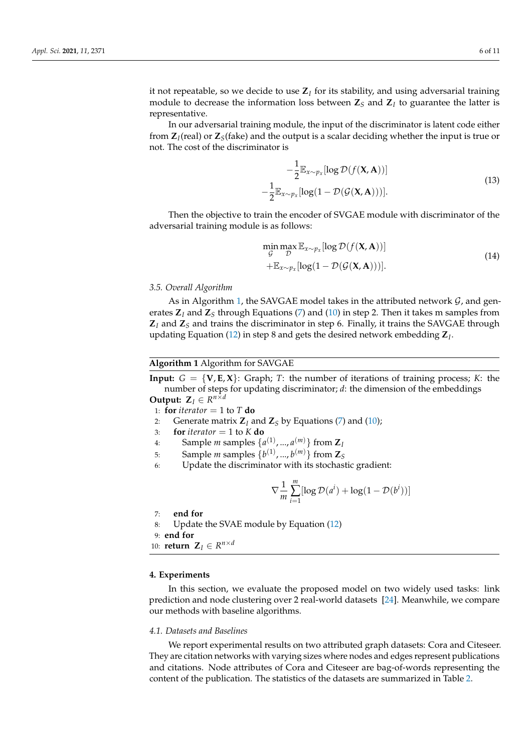it not repeatable, so we decide to use $\mathbf{Z}_I$ for its stability, and using adversarial training module to decrease the information loss between $\mathbf{Z}_S$ and $\mathbf{Z}_I$ to guarantee the latter is representative.

In our adversarial training module, the input of the discriminator is latent code either from $\mathbf{Z}_I$(real) or $\mathbf{Z}_S$(fake) and the output is a scalar deciding whether the input is true or not. The cost of the discriminator is

$$
\begin{aligned}
&-\frac{1}{2}\mathbb{E}_{x\sim p_x}[\log \mathcal{D}(f(\mathbf{X},\mathbf{A}))] \\
&-\frac{1}{2}\mathbb{E}_{x\sim p_x}[\log(1-\mathcal{D}(\mathcal{G}(\mathbf{X},\mathbf{A})))].
\end{aligned} \tag{13}
$$

Then the objective to train the encoder of SVGAE module with discriminator of the adversarial training module is as follows:

$$
\begin{aligned}
&\min_{\mathcal{G}}\max_{\mathcal{D}} \mathbb{E}_{x\sim p_x}[\log \mathcal{D}(f(\mathbf{X},\mathbf{A}))] \\
&+\mathbb{E}_{x\sim p_x}[\log(1-\mathcal{D}(\mathcal{G}(\mathbf{X},\mathbf{A})))].
\end{aligned} \tag{14}
$$

### 3.5. Overall Algorithm

As in Algorithm 1, the SAVGAE model takes in the attributed network $\mathcal{G}$, and generates $\mathbf{Z}_I$ and $\mathbf{Z}_S$ through Equations (7) and (10) in step 2. Then it takes m samples from $\mathbf{Z}_I$ and $\mathbf{Z}_S$ and trains the discriminator in step 6. Finally, it trains the SAVGAE through updating Equation (12) in step 8 and gets the desired network embedding $\mathbf{Z}_I$.

---

**Algorithm 1** Algorithm for SAVGAE

**Input:** $G = \{\mathbf{V}, \mathbf{E}, \mathbf{X}\}$: Graph; $T$: the number of iterations of training process; $K$: the number of steps for updating discriminator; $d$: the dimension of the embeddings

**Output:** $\mathbf{Z}_I \in R^{n\times d}$

1: **for** *iterator* $= 1$ to $T$ **do**
2: &nbsp;&nbsp;&nbsp;&nbsp;Generate matrix $\mathbf{Z}_I$ and $\mathbf{Z}_S$ by Equations (7) and (10);
3: &nbsp;&nbsp;&nbsp;&nbsp;**for** *iterator* $= 1$ to $K$ **do**
4: &nbsp;&nbsp;&nbsp;&nbsp;&nbsp;&nbsp;&nbsp;&nbsp;Sample $m$ samples $\{a^{(1)}, ..., a^{(m)}\}$ from $\mathbf{Z}_I$
5: &nbsp;&nbsp;&nbsp;&nbsp;&nbsp;&nbsp;&nbsp;&nbsp;Sample $m$ samples $\{b^{(1)}, ..., b^{(m)}\}$ from $\mathbf{Z}_S$
6: &nbsp;&nbsp;&nbsp;&nbsp;&nbsp;&nbsp;&nbsp;&nbsp;Update the discriminator with its stochastic gradient:

$$
\nabla \frac{1}{m}\sum_{i=1}^{m}[\log \mathcal{D}(a^i) + \log(1-\mathcal{D}(b^i))]
$$

7: &nbsp;&nbsp;&nbsp;&nbsp;**end for**
8: &nbsp;&nbsp;&nbsp;&nbsp;Update the SVAE module by Equation (12)
9: **end for**
10: **return** $\mathbf{Z}_I \in R^{n\times d}$

---

## 4. Experiments

In this section, we evaluate the proposed model on two widely used tasks: link prediction and node clustering over 2 real-world datasets [24]. Meanwhile, we compare our methods with baseline algorithms.

### 4.1. Datasets and Baselines

We report experimental results on two attributed graph datasets: Cora and Citeseer. They are citation networks with varying sizes where nodes and edges represent publications and citations. Node attributes of Cora and Citeseer are bag-of-words representing the content of the publication. The statistics of the datasets are summarized in Table 2.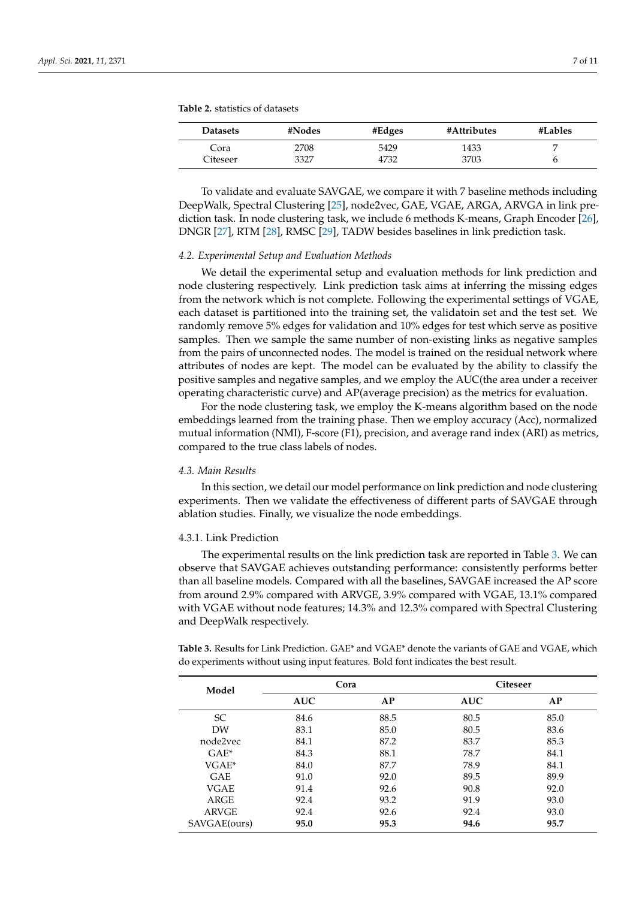**Table 2.** statistics of datasets

| Datasets | #Nodes | #Edges | #Attributes | #Lables |
|---|---|---|---|---|
| Cora | 2708 | 5429 | 1433 | 7 |
| Citeseer | 3327 | 4732 | 3703 | 6 |

To validate and evaluate SAVGAE, we compare it with 7 baseline methods including DeepWalk, Spectral Clustering [25], node2vec, GAE, VGAE, ARGA, ARVGA in link prediction task. In node clustering task, we include 6 methods K-means, Graph Encoder [26], DNGR [27], RTM [28], RMSC [29], TADW besides baselines in link prediction task.

### *4.2. Experimental Setup and Evaluation Methods*

We detail the experimental setup and evaluation methods for link prediction and node clustering respectively. Link prediction task aims at inferring the missing edges from the network which is not complete. Following the experimental settings of VGAE, each dataset is partitioned into the training set, the validatoin set and the test set. We randomly remove 5% edges for validation and 10% edges for test which serve as positive samples. Then we sample the same number of non-existing links as negative samples from the pairs of unconnected nodes. The model is trained on the residual network where attributes of nodes are kept. The model can be evaluated by the ability to classify the positive samples and negative samples, and we employ the AUC(the area under a receiver operating characteristic curve) and AP(average precision) as the metrics for evaluation.

For the node clustering task, we employ the K-means algorithm based on the node embeddings learned from the training phase. Then we employ accuracy (Acc), normalized mutual information (NMI), F-score (F1), precision, and average rand index (ARI) as metrics, compared to the true class labels of nodes.

### *4.3. Main Results*

In this section, we detail our model performance on link prediction and node clustering experiments. Then we validate the effectiveness of different parts of SAVGAE through ablation studies. Finally, we visualize the node embeddings.

#### 4.3.1. Link Prediction

The experimental results on the link prediction task are reported in Table 3. We can observe that SAVGAE achieves outstanding performance: consistently performs better than all baseline models. Compared with all the baselines, SAVGAE increased the AP score from around 2.9% compared with ARVGE, 3.9% compared with VGAE, 13.1% compared with VGAE without node features; 14.3% and 12.3% compared with Spectral Clustering and DeepWalk respectively.

**Table 3.** Results for Link Prediction. GAE* and VGAE* denote the variants of GAE and VGAE, which do experiments without using input features. Bold font indicates the best result.

| Model | Cora | | Citeseer | |
|---|---|---|---|---|
| | **AUC** | **AP** | **AUC** | **AP** |
| SC | 84.6 | 88.5 | 80.5 | 85.0 |
| DW | 83.1 | 85.0 | 80.5 | 83.6 |
| node2vec | 84.1 | 87.2 | 83.7 | 85.3 |
| GAE* | 84.3 | 88.1 | 78.7 | 84.1 |
| VGAE* | 84.0 | 87.7 | 78.9 | 84.1 |
| GAE | 91.0 | 92.0 | 89.5 | 89.9 |
| VGAE | 91.4 | 92.6 | 90.8 | 92.0 |
| ARGE | 92.4 | 93.2 | 91.9 | 93.0 |
| ARVGE | 92.4 | 92.6 | 92.4 | 93.0 |
| SAVGAE(ours) | **95.0** | **95.3** | **94.6** | **95.7** |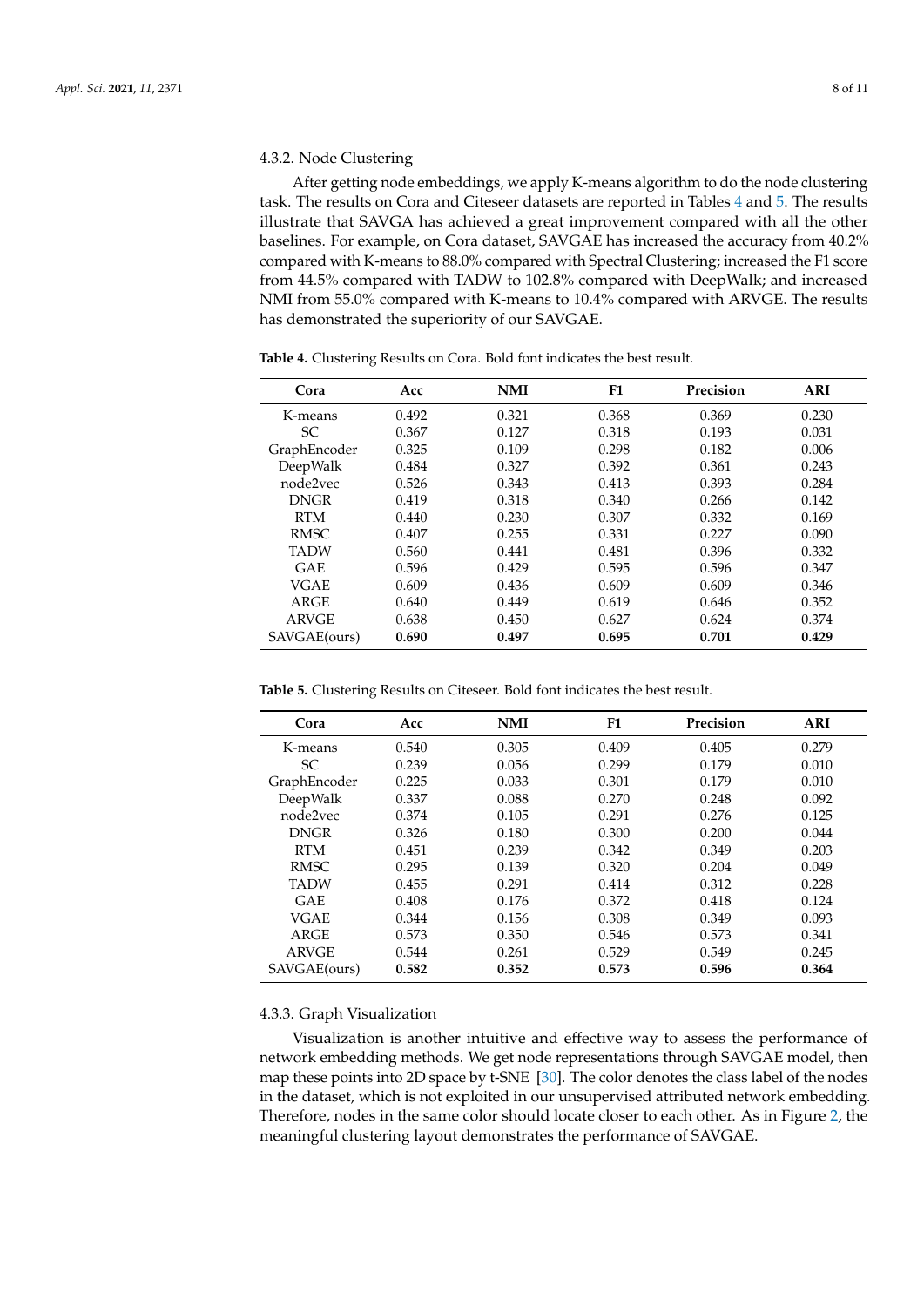#### 4.3.2. Node Clustering

After getting node embeddings, we apply K-means algorithm to do the node clustering task. The results on Cora and Citeseer datasets are reported in Tables 4 and 5. The results illustrate that SAVGA has achieved a great improvement compared with all the other baselines. For example, on Cora dataset, SAVGAE has increased the accuracy from 40.2% compared with K-means to 88.0% compared with Spectral Clustering; increased the F1 score from 44.5% compared with TADW to 102.8% compared with DeepWalk; and increased NMI from 55.0% compared with K-means to 10.4% compared with ARVGE. The results has demonstrated the superiority of our SAVGAE.

**Table 4.** Clustering Results on Cora. Bold font indicates the best result.

| Cora | Acc | NMI | F1 | Precision | ARI |
|---|---|---|---|---|---|
| K-means | 0.492 | 0.321 | 0.368 | 0.369 | 0.230 |
| SC | 0.367 | 0.127 | 0.318 | 0.193 | 0.031 |
| GraphEncoder | 0.325 | 0.109 | 0.298 | 0.182 | 0.006 |
| DeepWalk | 0.484 | 0.327 | 0.392 | 0.361 | 0.243 |
| node2vec | 0.526 | 0.343 | 0.413 | 0.393 | 0.284 |
| DNGR | 0.419 | 0.318 | 0.340 | 0.266 | 0.142 |
| RTM | 0.440 | 0.230 | 0.307 | 0.332 | 0.169 |
| RMSC | 0.407 | 0.255 | 0.331 | 0.227 | 0.090 |
| TADW | 0.560 | 0.441 | 0.481 | 0.396 | 0.332 |
| GAE | 0.596 | 0.429 | 0.595 | 0.596 | 0.347 |
| VGAE | 0.609 | 0.436 | 0.609 | 0.609 | 0.346 |
| ARGE | 0.640 | 0.449 | 0.619 | 0.646 | 0.352 |
| ARVGE | 0.638 | 0.450 | 0.627 | 0.624 | 0.374 |
| SAVGAE(ours) | **0.690** | **0.497** | **0.695** | **0.701** | **0.429** |

**Table 5.** Clustering Results on Citeseer. Bold font indicates the best result.

| Cora | Acc | NMI | F1 | Precision | ARI |
|---|---|---|---|---|---|
| K-means | 0.540 | 0.305 | 0.409 | 0.405 | 0.279 |
| SC | 0.239 | 0.056 | 0.299 | 0.179 | 0.010 |
| GraphEncoder | 0.225 | 0.033 | 0.301 | 0.179 | 0.010 |
| DeepWalk | 0.337 | 0.088 | 0.270 | 0.248 | 0.092 |
| node2vec | 0.374 | 0.105 | 0.291 | 0.276 | 0.125 |
| DNGR | 0.326 | 0.180 | 0.300 | 0.200 | 0.044 |
| RTM | 0.451 | 0.239 | 0.342 | 0.349 | 0.203 |
| RMSC | 0.295 | 0.139 | 0.320 | 0.204 | 0.049 |
| TADW | 0.455 | 0.291 | 0.414 | 0.312 | 0.228 |
| GAE | 0.408 | 0.176 | 0.372 | 0.418 | 0.124 |
| VGAE | 0.344 | 0.156 | 0.308 | 0.349 | 0.093 |
| ARGE | 0.573 | 0.350 | 0.546 | 0.573 | 0.341 |
| ARVGE | 0.544 | 0.261 | 0.529 | 0.549 | 0.245 |
| SAVGAE(ours) | **0.582** | **0.352** | **0.573** | **0.596** | **0.364** |

#### 4.3.3. Graph Visualization

Visualization is another intuitive and effective way to assess the performance of network embedding methods. We get node representations through SAVGAE model, then map these points into 2D space by t-SNE [30]. The color denotes the class label of the nodes in the dataset, which is not exploited in our unsupervised attributed network embedding. Therefore, nodes in the same color should locate closer to each other. As in Figure 2, the meaningful clustering layout demonstrates the performance of SAVGAE.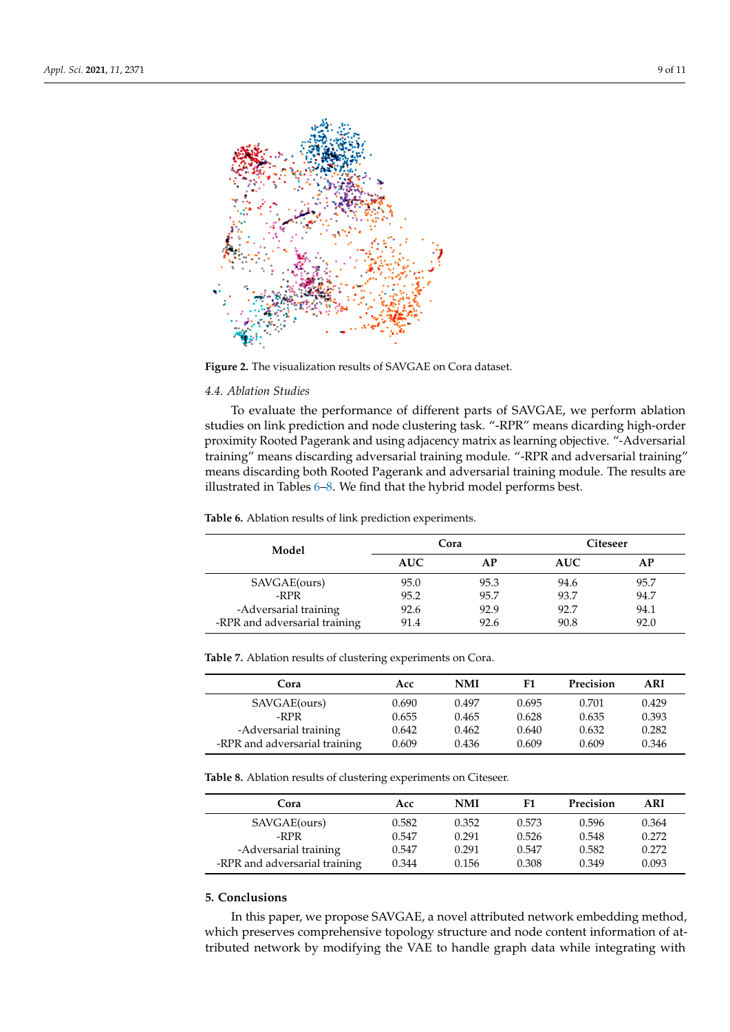**Figure 2.** The visualization results of SAVGAE on Cora dataset.

### *4.4. Ablation Studies*

To evaluate the performance of different parts of SAVGAE, we perform ablation studies on link prediction and node clustering task. "-RPR" means dicarding high-order proximity Rooted Pagerank and using adjacency matrix as learning objective. "-Adversarial training" means discarding adversarial training module. "-RPR and adversarial training" means discarding both Rooted Pagerank and adversarial training module. The results are illustrated in Tables 6–8. We find that the hybrid model performs best.

**Table 6.** Ablation results of link prediction experiments.

| Model | Cora | | Citeseer | |
|---|---|---|---|---|
| | **AUC** | **AP** | **AUC** | **AP** |
| SAVGAE(ours) | 95.0 | 95.3 | 94.6 | 95.7 |
| -RPR | 95.2 | 95.7 | 93.7 | 94.7 |
| -Adversarial training | 92.6 | 92.9 | 92.7 | 94.1 |
| -RPR and adversarial training | 91.4 | 92.6 | 90.8 | 92.0 |

**Table 7.** Ablation results of clustering experiments on Cora.

| Cora | Acc | NMI | F1 | Precision | ARI |
|---|---|---|---|---|---|
| SAVGAE(ours) | 0.690 | 0.497 | 0.695 | 0.701 | 0.429 |
| -RPR | 0.655 | 0.465 | 0.628 | 0.635 | 0.393 |
| -Adversarial training | 0.642 | 0.462 | 0.640 | 0.632 | 0.282 |
| -RPR and adversarial training | 0.609 | 0.436 | 0.609 | 0.609 | 0.346 |

**Table 8.** Ablation results of clustering experiments on Citeseer.

| Cora | Acc | NMI | F1 | Precision | ARI |
|---|---|---|---|---|---|
| SAVGAE(ours) | 0.582 | 0.352 | 0.573 | 0.596 | 0.364 |
| -RPR | 0.547 | 0.291 | 0.526 | 0.548 | 0.272 |
| -Adversarial training | 0.547 | 0.291 | 0.547 | 0.582 | 0.272 |
| -RPR and adversarial training | 0.344 | 0.156 | 0.308 | 0.349 | 0.093 |

## 5. Conclusions

In this paper, we propose SAVGAE, a novel attributed network embedding method, which preserves comprehensive topology structure and node content information of attributed network by modifying the VAE to handle graph data while integrating with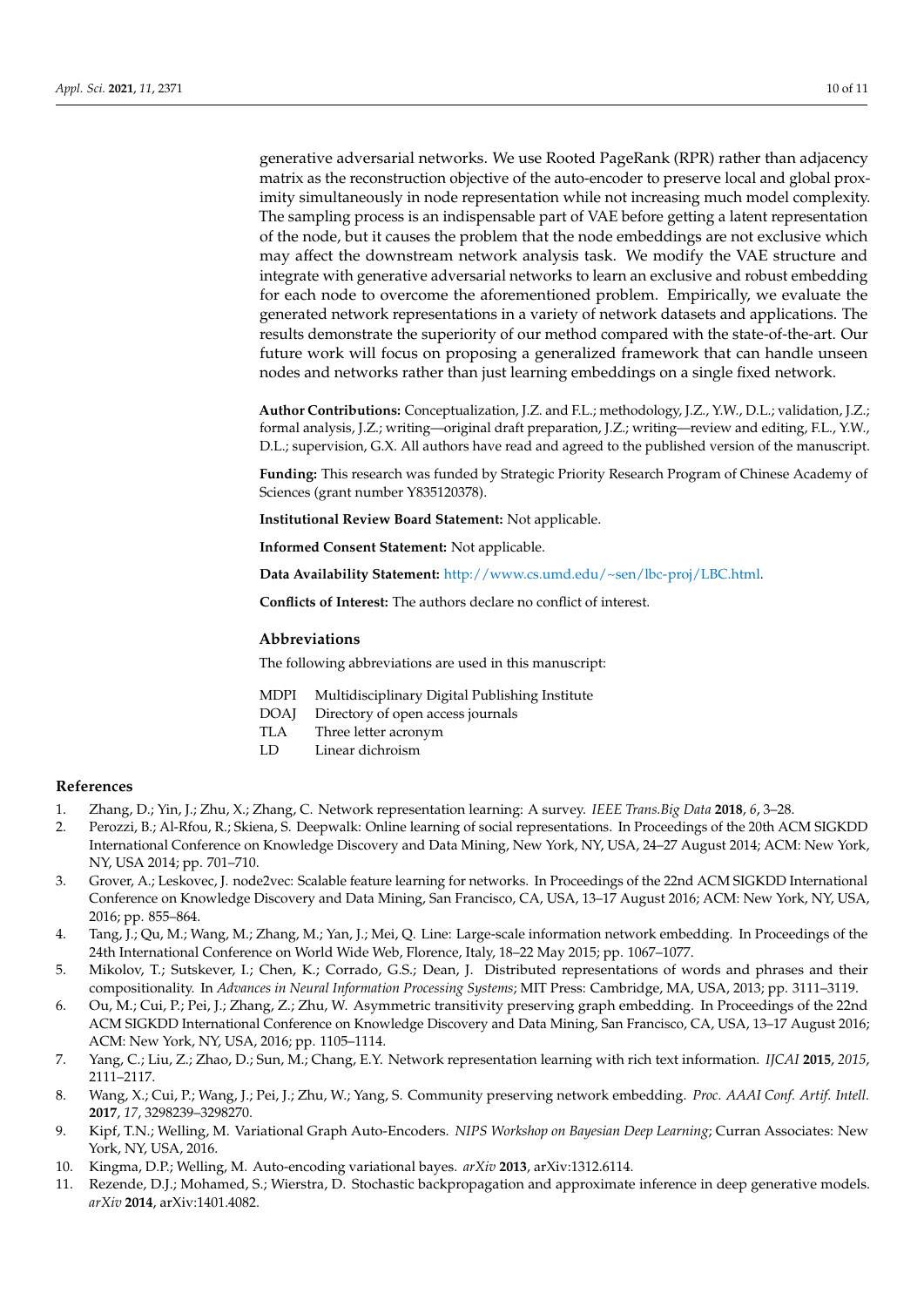generative adversarial networks. We use Rooted PageRank (RPR) rather than adjacency matrix as the reconstruction objective of the auto-encoder to preserve local and global proximity simultaneously in node representation while not increasing much model complexity. The sampling process is an indispensable part of VAE before getting a latent representation of the node, but it causes the problem that the node embeddings are not exclusive which may affect the downstream network analysis task. We modify the VAE structure and integrate with generative adversarial networks to learn an exclusive and robust embedding for each node to overcome the aforementioned problem. Empirically, we evaluate the generated network representations in a variety of network datasets and applications. The results demonstrate the superiority of our method compared with the state-of-the-art. Our future work will focus on proposing a generalized framework that can handle unseen nodes and networks rather than just learning embeddings on a single fixed network.

**Author Contributions:** Conceptualization, J.Z. and F.L.; methodology, J.Z., Y.W., D.L.; validation, J.Z.; formal analysis, J.Z.; writing—original draft preparation, J.Z.; writing—review and editing, F.L., Y.W., D.L.; supervision, G.X. All authors have read and agreed to the published version of the manuscript.

**Funding:** This research was funded by Strategic Priority Research Program of Chinese Academy of Sciences (grant number Y835120378).

**Institutional Review Board Statement:** Not applicable.

**Informed Consent Statement:** Not applicable.

**Data Availability Statement:** http://www.cs.umd.edu/~sen/lbc-proj/LBC.html.

**Conflicts of Interest:** The authors declare no conflict of interest.

## Abbreviations

The following abbreviations are used in this manuscript:

| | |
|---|---|
| MDPI | Multidisciplinary Digital Publishing Institute |
| DOAJ | Directory of open access journals |
| TLA | Three letter acronym |
| LD | Linear dichroism |

## References

1. Zhang, D.; Yin, J.; Zhu, X.; Zhang, C. Network representation learning: A survey. *IEEE Trans.Big Data* **2018**, *6*, 3–28.
2. Perozzi, B.; Al-Rfou, R.; Skiena, S. Deepwalk: Online learning of social representations. In Proceedings of the 20th ACM SIGKDD International Conference on Knowledge Discovery and Data Mining, New York, NY, USA, 24–27 August 2014; ACM: New York, NY, USA 2014; pp. 701–710.
3. Grover, A.; Leskovec, J. node2vec: Scalable feature learning for networks. In Proceedings of the 22nd ACM SIGKDD International Conference on Knowledge Discovery and Data Mining, San Francisco, CA, USA, 13–17 August 2016; ACM: New York, NY, USA, 2016; pp. 855–864.
4. Tang, J.; Qu, M.; Wang, M.; Zhang, M.; Yan, J.; Mei, Q. Line: Large-scale information network embedding. In Proceedings of the 24th International Conference on World Wide Web, Florence, Italy, 18–22 May 2015; pp. 1067–1077.
5. Mikolov, T.; Sutskever, I.; Chen, K.; Corrado, G.S.; Dean, J. Distributed representations of words and phrases and their compositionality. In *Advances in Neural Information Processing Systems*; MIT Press: Cambridge, MA, USA, 2013; pp. 3111–3119.
6. Ou, M.; Cui, P.; Pei, J.; Zhang, Z.; Zhu, W. Asymmetric transitivity preserving graph embedding. In Proceedings of the 22nd ACM SIGKDD International Conference on Knowledge Discovery and Data Mining, San Francisco, CA, USA, 13–17 August 2016; ACM: New York, NY, USA, 2016; pp. 1105–1114.
7. Yang, C.; Liu, Z.; Zhao, D.; Sun, M.; Chang, E.Y. Network representation learning with rich text information. *IJCAI* **2015**, *2015*, 2111–2117.
8. Wang, X.; Cui, P.; Wang, J.; Pei, J.; Zhu, W.; Yang, S. Community preserving network embedding. *Proc. AAAI Conf. Artif. Intell.* **2017**, *17*, 3298239–3298270.
9. Kipf, T.N.; Welling, M. Variational Graph Auto-Encoders. *NIPS Workshop on Bayesian Deep Learning*; Curran Associates: New York, NY, USA, 2016.
10. Kingma, D.P.; Welling, M. Auto-encoding variational bayes. *arXiv* **2013**, arXiv:1312.6114.
11. Rezende, D.J.; Mohamed, S.; Wierstra, D. Stochastic backpropagation and approximate inference in deep generative models. *arXiv* **2014**, arXiv:1401.4082.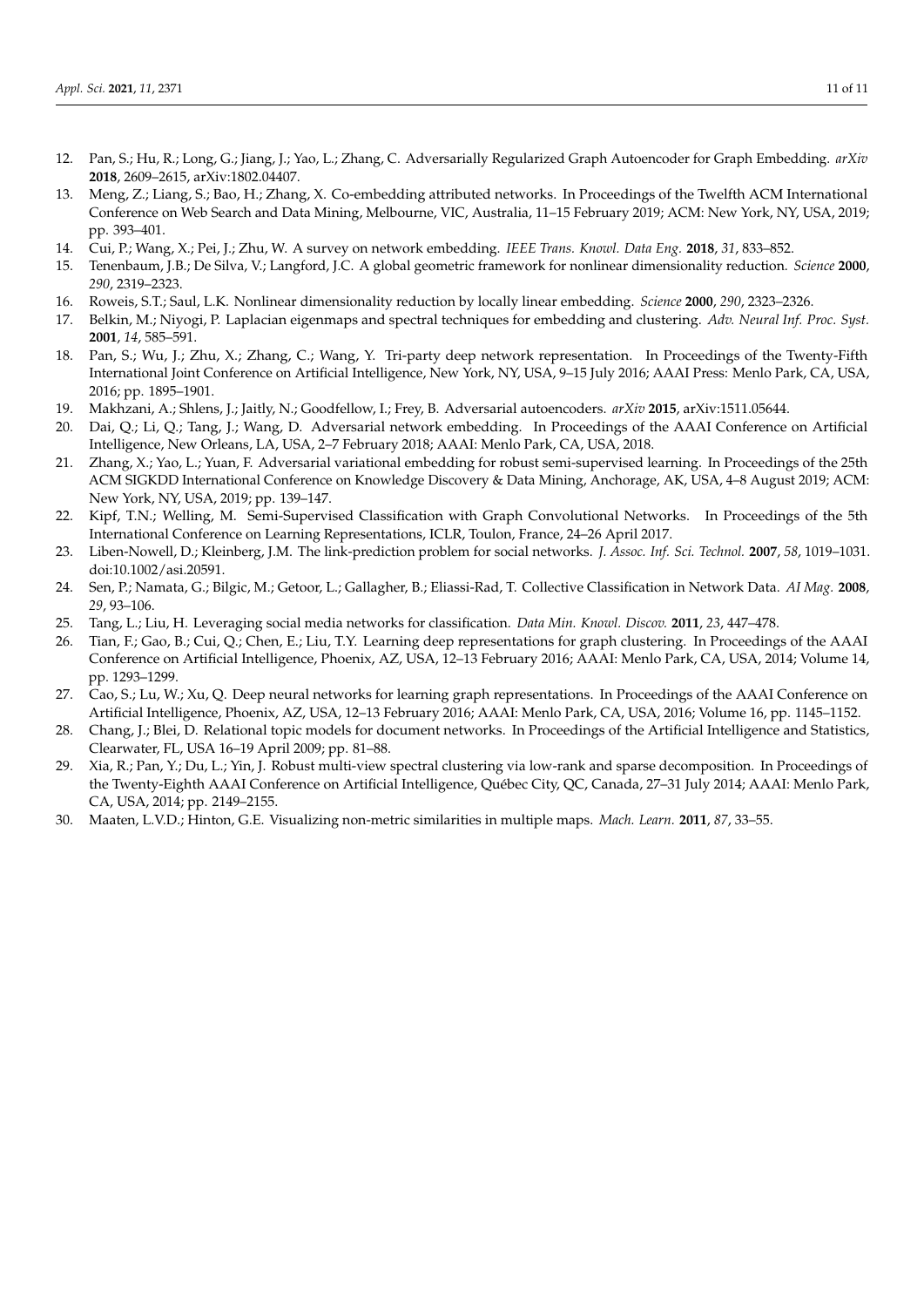12. Pan, S.; Hu, R.; Long, G.; Jiang, J.; Yao, L.; Zhang, C. Adversarially Regularized Graph Autoencoder for Graph Embedding. *arXiv* **2018**, 2609–2615, arXiv:1802.04407.
13. Meng, Z.; Liang, S.; Bao, H.; Zhang, X. Co-embedding attributed networks. In Proceedings of the Twelfth ACM International Conference on Web Search and Data Mining, Melbourne, VIC, Australia, 11–15 February 2019; ACM: New York, NY, USA, 2019; pp. 393–401.
14. Cui, P.; Wang, X.; Pei, J.; Zhu, W. A survey on network embedding. *IEEE Trans. Knowl. Data Eng.* **2018**, *31*, 833–852.
15. Tenenbaum, J.B.; De Silva, V.; Langford, J.C. A global geometric framework for nonlinear dimensionality reduction. *Science* **2000**, *290*, 2319–2323.
16. Roweis, S.T.; Saul, L.K. Nonlinear dimensionality reduction by locally linear embedding. *Science* **2000**, *290*, 2323–2326.
17. Belkin, M.; Niyogi, P. Laplacian eigenmaps and spectral techniques for embedding and clustering. *Adv. Neural Inf. Proc. Syst.* **2001**, *14*, 585–591.
18. Pan, S.; Wu, J.; Zhu, X.; Zhang, C.; Wang, Y. Tri-party deep network representation. In Proceedings of the Twenty-Fifth International Joint Conference on Artificial Intelligence, New York, NY, USA, 9–15 July 2016; AAAI Press: Menlo Park, CA, USA, 2016; pp. 1895–1901.
19. Makhzani, A.; Shlens, J.; Jaitly, N.; Goodfellow, I.; Frey, B. Adversarial autoencoders. *arXiv* **2015**, arXiv:1511.05644.
20. Dai, Q.; Li, Q.; Tang, J.; Wang, D. Adversarial network embedding. In Proceedings of the AAAI Conference on Artificial Intelligence, New Orleans, LA, USA, 2–7 February 2018; AAAI: Menlo Park, CA, USA, 2018.
21. Zhang, X.; Yao, L.; Yuan, F. Adversarial variational embedding for robust semi-supervised learning. In Proceedings of the 25th ACM SIGKDD International Conference on Knowledge Discovery & Data Mining, Anchorage, AK, USA, 4–8 August 2019; ACM: New York, NY, USA, 2019; pp. 139–147.
22. Kipf, T.N.; Welling, M. Semi-Supervised Classification with Graph Convolutional Networks. In Proceedings of the 5th International Conference on Learning Representations, ICLR, Toulon, France, 24–26 April 2017.
23. Liben-Nowell, D.; Kleinberg, J.M. The link-prediction problem for social networks. *J. Assoc. Inf. Sci. Technol.* **2007**, *58*, 1019–1031. doi:10.1002/asi.20591.
24. Sen, P.; Namata, G.; Bilgic, M.; Getoor, L.; Gallagher, B.; Eliassi-Rad, T. Collective Classification in Network Data. *AI Mag.* **2008**, *29*, 93–106.
25. Tang, L.; Liu, H. Leveraging social media networks for classification. *Data Min. Knowl. Discov.* **2011**, *23*, 447–478.
26. Tian, F.; Gao, B.; Cui, Q.; Chen, E.; Liu, T.Y. Learning deep representations for graph clustering. In Proceedings of the AAAI Conference on Artificial Intelligence, Phoenix, AZ, USA, 12–13 February 2016; AAAI: Menlo Park, CA, USA, 2014; Volume 14, pp. 1293–1299.
27. Cao, S.; Lu, W.; Xu, Q. Deep neural networks for learning graph representations. In Proceedings of the AAAI Conference on Artificial Intelligence, Phoenix, AZ, USA, 12–13 February 2016; AAAI: Menlo Park, CA, USA, 2016; Volume 16, pp. 1145–1152.
28. Chang, J.; Blei, D. Relational topic models for document networks. In Proceedings of the Artificial Intelligence and Statistics, Clearwater, FL, USA 16–19 April 2009; pp. 81–88.
29. Xia, R.; Pan, Y.; Du, L.; Yin, J. Robust multi-view spectral clustering via low-rank and sparse decomposition. In Proceedings of the Twenty-Eighth AAAI Conference on Artificial Intelligence, Québec City, QC, Canada, 27–31 July 2014; AAAI: Menlo Park, CA, USA, 2014; pp. 2149–2155.
30. Maaten, L.V.D.; Hinton, G.E. Visualizing non-metric similarities in multiple maps. *Mach. Learn.* **2011**, *87*, 33–55.